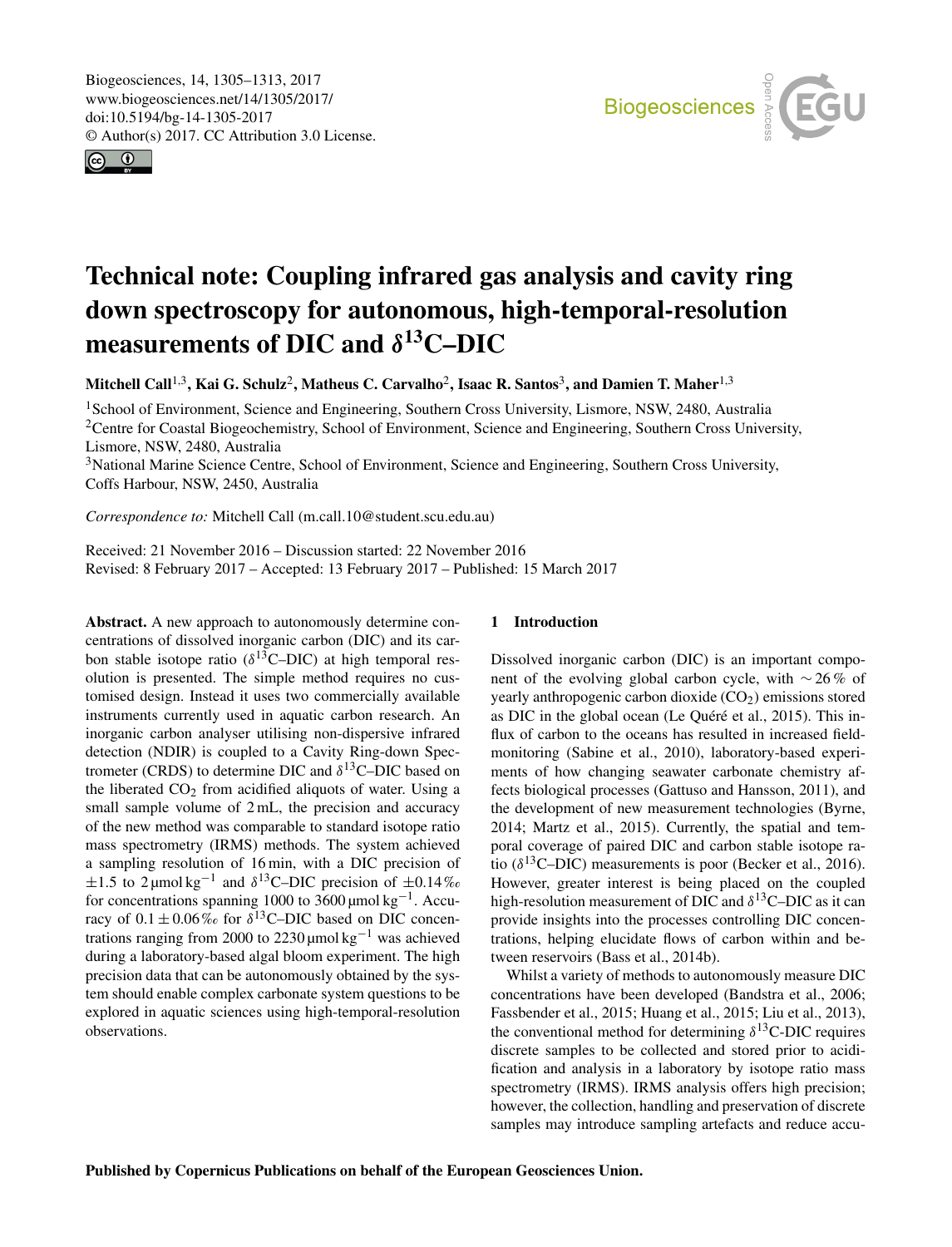# Technical note: Coupling infrared gas analysis and cavity ring down spectroscopy for autonomous, high-temporal-resolution measurements of DIC and $\delta^{13}$C–DIC

**Mitchell Call[1,3], Kai G. Schulz[2], Matheus C. Carvalho[2], Isaac R. Santos[3], and Damien T. Maher[1,3]**

[1]School of Environment, Science and Engineering, Southern Cross University, Lismore, NSW, 2480, Australia
[2]Centre for Coastal Biogeochemistry, School of Environment, Science and Engineering, Southern Cross University, Lismore, NSW, 2480, Australia
[3]National Marine Science Centre, School of Environment, Science and Engineering, Southern Cross University, Coffs Harbour, NSW, 2450, Australia

*Correspondence to:* Mitchell Call (m.call.10@student.scu.edu.au)

Received: 21 November 2016 – Discussion started: 22 November 2016
Revised: 8 February 2017 – Accepted: 13 February 2017 – Published: 15 March 2017

**Abstract.** A new approach to autonomously determine concentrations of dissolved inorganic carbon (DIC) and its carbon stable isotope ratio ($\delta^{13}$C–DIC) at high temporal resolution is presented. The simple method requires no customised design. Instead it uses two commercially available instruments currently used in aquatic carbon research. An inorganic carbon analyser utilising non-dispersive infrared detection (NDIR) is coupled to a Cavity Ring-down Spectrometer (CRDS) to determine DIC and $\delta^{13}$C–DIC based on the liberated $CO_2$ from acidified aliquots of water. Using a small sample volume of 2 mL, the precision and accuracy of the new method was comparable to standard isotope ratio mass spectrometry (IRMS) methods. The system achieved a sampling resolution of 16 min, with a DIC precision of $\pm 1.5$ to $2\,\mu\mathrm{mol\,kg^{-1}}$ and $\delta^{13}$C–DIC precision of $\pm 0.14$ ‰ for concentrations spanning 1000 to $3600\,\mu\mathrm{mol\,kg^{-1}}$. Accuracy of $0.1 \pm 0.06$ ‰ for $\delta^{13}$C–DIC based on DIC concentrations ranging from 2000 to $2230\,\mu\mathrm{mol\,kg^{-1}}$ was achieved during a laboratory-based algal bloom experiment. The high precision data that can be autonomously obtained by the system should enable complex carbonate system questions to be explored in aquatic sciences using high-temporal-resolution observations.

## 1 Introduction

Dissolved inorganic carbon (DIC) is an important component of the evolving global carbon cycle, with $\sim 26$ % of yearly anthropogenic carbon dioxide ($CO_2$) emissions stored as DIC in the global ocean (Le Quéré et al., 2015). This influx of carbon to the oceans has resulted in increased field-monitoring (Sabine et al., 2010), laboratory-based experiments of how changing seawater carbonate chemistry affects biological processes (Gattuso and Hansson, 2011), and the development of new measurement technologies (Byrne, 2014; Martz et al., 2015). Currently, the spatial and temporal coverage of paired DIC and carbon stable isotope ratio ($\delta^{13}$C–DIC) measurements is poor (Becker et al., 2016). However, greater interest is being placed on the coupled high-resolution measurement of DIC and $\delta^{13}$C–DIC as it can provide insights into the processes controlling DIC concentrations, helping elucidate flows of carbon within and between reservoirs (Bass et al., 2014b).

Whilst a variety of methods to autonomously measure DIC concentrations have been developed (Bandstra et al., 2006; Fassbender et al., 2015; Huang et al., 2015; Liu et al., 2013), the conventional method for determining $\delta^{13}$C-DIC requires discrete samples to be collected and stored prior to acidification and analysis in a laboratory by isotope ratio mass spectrometry (IRMS). IRMS analysis offers high precision; however, the collection, handling and preservation of discrete samples may introduce sampling artefacts and reduce accu-

Published by Copernicus Publications on behalf of the European Geosciences Union.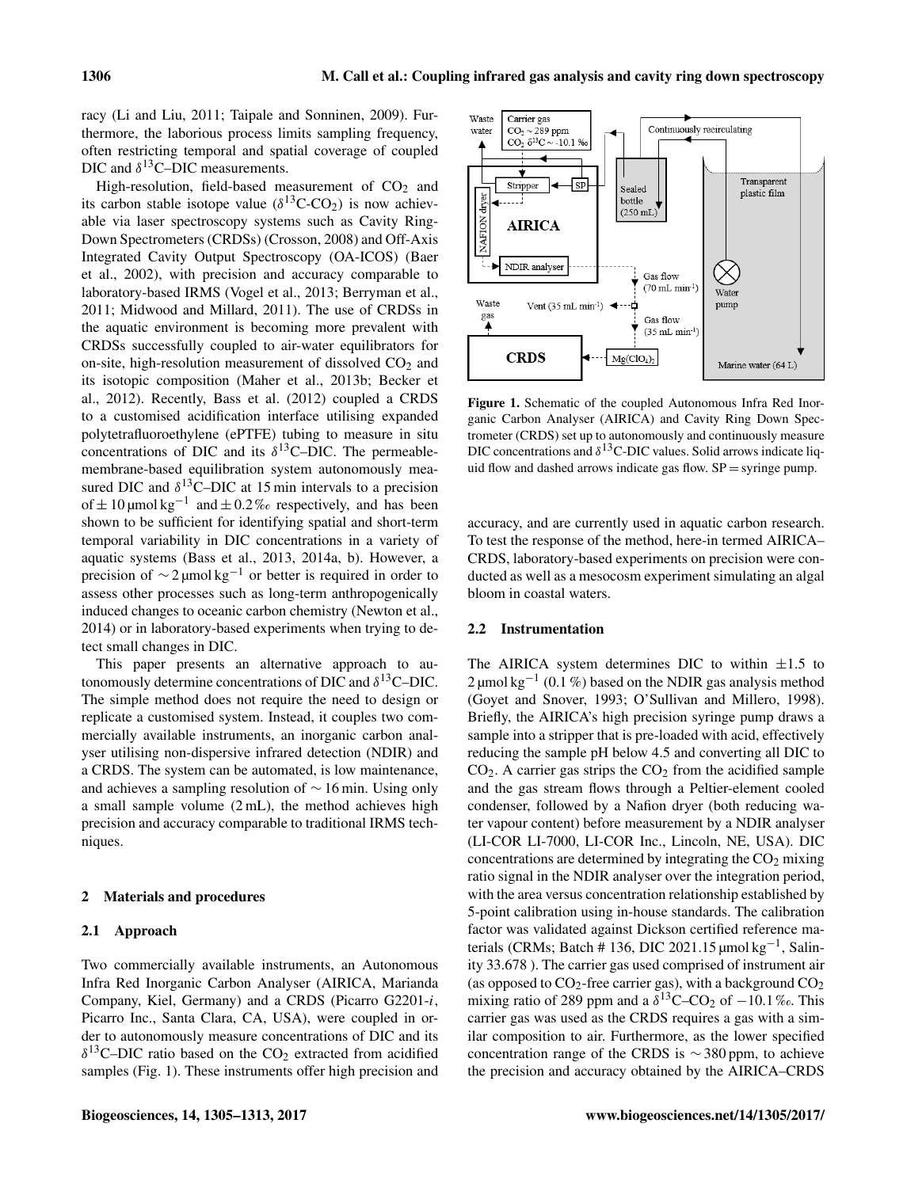racy (Li and Liu, 2011; Taipale and Sonninen, 2009). Furthermore, the laborious process limits sampling frequency, often restricting temporal and spatial coverage of coupled DIC and $\delta^{13}$C–DIC measurements.

High-resolution, field-based measurement of $CO_2$ and its carbon stable isotope value ($\delta^{13}$C-$CO_2$) is now achievable via laser spectroscopy systems such as Cavity Ring-Down Spectrometers (CRDSs) (Crosson, 2008) and Off-Axis Integrated Cavity Output Spectroscopy (OA-ICOS) (Baer et al., 2002), with precision and accuracy comparable to laboratory-based IRMS (Vogel et al., 2013; Berryman et al., 2011; Midwood and Millard, 2011). The use of CRDSs in the aquatic environment is becoming more prevalent with CRDSs successfully coupled to air-water equilibrators for on-site, high-resolution measurement of dissolved $CO_2$ and its isotopic composition (Maher et al., 2013b; Becker et al., 2012). Recently, Bass et al. (2012) coupled a CRDS to a customised acidification interface utilising expanded polytetrafluoroethylene (ePTFE) tubing to measure in situ concentrations of DIC and its $\delta^{13}$C–DIC. The permeable-membrane-based equilibration system autonomously measured DIC and $\delta^{13}$C–DIC at 15 min intervals to a precision of $\pm 10\,\mu mol\,kg^{-1}$ and $\pm 0.2$ ‰ respectively, and has been shown to be sufficient for identifying spatial and short-term temporal variability in DIC concentrations in a variety of aquatic systems (Bass et al., 2013, 2014a, b). However, a precision of $\sim 2\,\mu mol\,kg^{-1}$ or better is required in order to assess other processes such as long-term anthropogenically induced changes to oceanic carbon chemistry (Newton et al., 2014) or in laboratory-based experiments when trying to detect small changes in DIC.

This paper presents an alternative approach to autonomously determine concentrations of DIC and $\delta^{13}$C–DIC. The simple method does not require the need to design or replicate a customised system. Instead, it couples two commercially available instruments, an inorganic carbon analyser utilising non-dispersive infrared detection (NDIR) and a CRDS. The system can be automated, is low maintenance, and achieves a sampling resolution of $\sim 16$ min. Using only a small sample volume (2 mL), the method achieves high precision and accuracy comparable to traditional IRMS techniques.

## 2 Materials and procedures

### 2.1 Approach

Two commercially available instruments, an Autonomous Infra Red Inorganic Carbon Analyser (AIRICA, Marianda Company, Kiel, Germany) and a CRDS (Picarro G2201-*i*, Picarro Inc., Santa Clara, CA, USA), were coupled in order to autonomously measure concentrations of DIC and its $\delta^{13}$C–DIC ratio based on the $CO_2$ extracted from acidified samples (Fig. 1). These instruments offer high precision and accuracy, and are currently used in aquatic carbon research. To test the response of the method, here-in termed AIRICA–CRDS, laboratory-based experiments on precision were conducted as well as a mesocosm experiment simulating an algal bloom in coastal waters.

**Figure 1.** Schematic of the coupled Autonomous Infra Red Inorganic Carbon Analyser (AIRICA) and Cavity Ring Down Spectrometer (CRDS) set up to autonomously and continuously measure DIC concentrations and $\delta^{13}$C-DIC values. Solid arrows indicate liquid flow and dashed arrows indicate gas flow. SP = syringe pump.

### 2.2 Instrumentation

The AIRICA system determines DIC to within $\pm 1.5$ to $2\,\mu mol\,kg^{-1}$ (0.1 %) based on the NDIR gas analysis method (Goyet and Snover, 1993; O'Sullivan and Millero, 1998). Briefly, the AIRICA's high precision syringe pump draws a sample into a stripper that is pre-loaded with acid, effectively reducing the sample pH below 4.5 and converting all DIC to $CO_2$. A carrier gas strips the $CO_2$ from the acidified sample and the gas stream flows through a Peltier-element cooled condenser, followed by a Nafion dryer (both reducing water vapour content) before measurement by a NDIR analyser (LI-COR LI-7000, LI-COR Inc., Lincoln, NE, USA). DIC concentrations are determined by integrating the $CO_2$ mixing ratio signal in the NDIR analyser over the integration period, with the area versus concentration relationship established by 5-point calibration using in-house standards. The calibration factor was validated against Dickson certified reference materials (CRMs; Batch # 136, DIC $2021.15\,\mu mol\,kg^{-1}$, Salinity 33.678 ). The carrier gas used comprised of instrument air (as opposed to $CO_2$-free carrier gas), with a background $CO_2$ mixing ratio of 289 ppm and a $\delta^{13}$C–$CO_2$ of $-10.1$ ‰. This carrier gas was used as the CRDS requires a gas with a similar composition to air. Furthermore, as the lower specified concentration range of the CRDS is $\sim 380$ ppm, to achieve the precision and accuracy obtained by the AIRICA–CRDS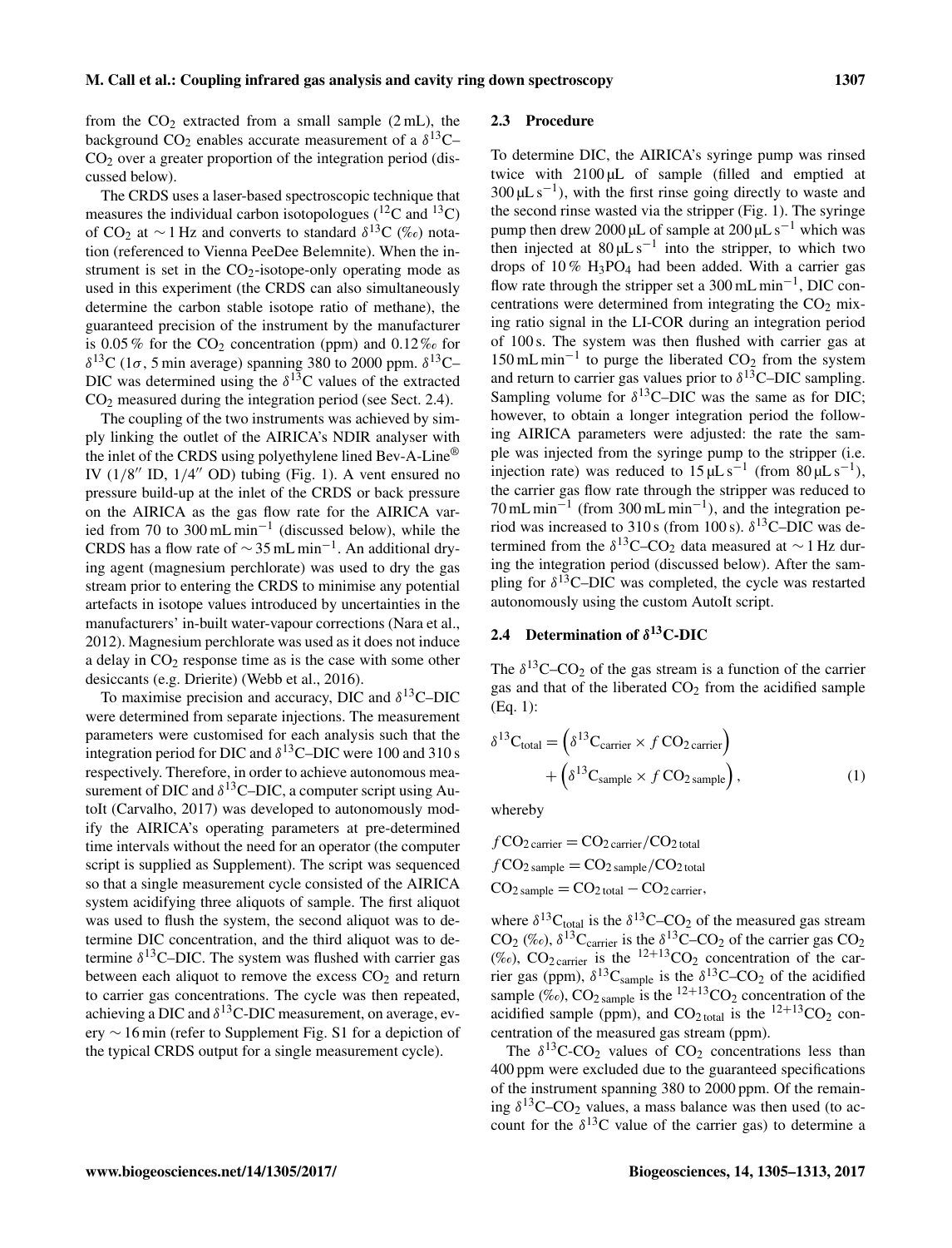from the $CO_2$ extracted from a small sample (2 mL), the background $CO_2$ enables accurate measurement of a $\delta^{13}C$–$CO_2$ over a greater proportion of the integration period (discussed below).

The CRDS uses a laser-based spectroscopic technique that measures the individual carbon isotopologues ($^{12}C$ and $^{13}C$) of $CO_2$ at $\sim 1$ Hz and converts to standard $\delta^{13}C$ (‰) notation (referenced to Vienna PeeDee Belemnite). When the instrument is set in the $CO_2$-isotope-only operating mode as used in this experiment (the CRDS can also simultaneously determine the carbon stable isotope ratio of methane), the guaranteed precision of the instrument by the manufacturer is 0.05 % for the $CO_2$ concentration (ppm) and 0.12 ‰ for $\delta^{13}C$ ($1\sigma$, 5 min average) spanning 380 to 2000 ppm. $\delta^{13}C$–DIC was determined using the $\delta^{13}C$ values of the extracted $CO_2$ measured during the integration period (see Sect. 2.4).

The coupling of the two instruments was achieved by simply linking the outlet of the AIRICA's NDIR analyser with the inlet of the CRDS using polyethylene lined Bev-A-Line® IV (1/8″ ID, 1/4″ OD) tubing (Fig. 1). A vent ensured no pressure build-up at the inlet of the CRDS or back pressure on the AIRICA as the gas flow rate for the AIRICA varied from 70 to 300 mL $\min^{-1}$ (discussed below), while the CRDS has a flow rate of $\sim 35$ mL $\min^{-1}$. An additional drying agent (magnesium perchlorate) was used to dry the gas stream prior to entering the CRDS to minimise any potential artefacts in isotope values introduced by uncertainties in the manufacturers' in-built water-vapour corrections (Nara et al., 2012). Magnesium perchlorate was used as it does not induce a delay in $CO_2$ response time as is the case with some other desiccants (e.g. Drierite) (Webb et al., 2016).

To maximise precision and accuracy, DIC and $\delta^{13}C$–DIC were determined from separate injections. The measurement parameters were customised for each analysis such that the integration period for DIC and $\delta^{13}C$–DIC were 100 and 310 s respectively. Therefore, in order to achieve autonomous measurement of DIC and $\delta^{13}C$–DIC, a computer script using AutoIt (Carvalho, 2017) was developed to autonomously modify the AIRICA's operating parameters at pre-determined time intervals without the need for an operator (the computer script is supplied as Supplement). The script was sequenced so that a single measurement cycle consisted of the AIRICA system acidifying three aliquots of sample. The first aliquot was used to flush the system, the second aliquot was to determine DIC concentration, and the third aliquot was to determine $\delta^{13}C$–DIC. The system was flushed with carrier gas between each aliquot to remove the excess $CO_2$ and return to carrier gas concentrations. The cycle was then repeated, achieving a DIC and $\delta^{13}C$-DIC measurement, on average, every $\sim 16$ min (refer to Supplement Fig. S1 for a depiction of the typical CRDS output for a single measurement cycle).

### 2.3 Procedure

To determine DIC, the AIRICA's syringe pump was rinsed twice with 2100 µL of sample (filled and emptied at 300 µL $s^{-1}$), with the first rinse going directly to waste and the second rinse wasted via the stripper (Fig. 1). The syringe pump then drew 2000 µL of sample at 200 µL $s^{-1}$ which was then injected at 80 µL $s^{-1}$ into the stripper, to which two drops of 10 % $H_3PO_4$ had been added. With a carrier gas flow rate through the stripper set a 300 mL $\min^{-1}$, DIC concentrations were determined from integrating the $CO_2$ mixing ratio signal in the LI-COR during an integration period of 100 s. The system was then flushed with carrier gas at 150 mL $\min^{-1}$ to purge the liberated $CO_2$ from the system and return to carrier gas values prior to $\delta^{13}C$–DIC sampling. Sampling volume for $\delta^{13}C$–DIC was the same as for DIC; however, to obtain a longer integration period the following AIRICA parameters were adjusted: the rate the sample was injected from the syringe pump to the stripper (i.e. injection rate) was reduced to 15 µL $s^{-1}$ (from 80 µL $s^{-1}$), the carrier gas flow rate through the stripper was reduced to 70 mL $\min^{-1}$ (from 300 mL $\min^{-1}$), and the integration period was increased to 310 s (from 100 s). $\delta^{13}C$–DIC was determined from the $\delta^{13}C$–$CO_2$ data measured at $\sim 1$ Hz during the integration period (discussed below). After the sampling for $\delta^{13}C$–DIC was completed, the cycle was restarted autonomously using the custom AutoIt script.

### 2.4 Determination of $\delta^{13}C$-DIC

The $\delta^{13}C$–$CO_2$ of the gas stream is a function of the carrier gas and that of the liberated $CO_2$ from the acidified sample (Eq. 1):

$$\delta^{13}C_{\text{total}} = \left(\delta^{13}C_{\text{carrier}} \times f\,CO_{2\,\text{carrier}}\right) + \left(\delta^{13}C_{\text{sample}} \times f\,CO_{2\,\text{sample}}\right), \quad (1)$$

whereby

$$f\,CO_{2\,\text{carrier}} = CO_{2\,\text{carrier}} / CO_{2\,\text{total}}$$
$$f\,CO_{2\,\text{sample}} = CO_{2\,\text{sample}} / CO_{2\,\text{total}}$$
$$CO_{2\,\text{sample}} = CO_{2\,\text{total}} - CO_{2\,\text{carrier}},$$

where $\delta^{13}C_{\text{total}}$ is the $\delta^{13}C$–$CO_2$ of the measured gas stream $CO_2$ (‰), $\delta^{13}C_{\text{carrier}}$ is the $\delta^{13}C$–$CO_2$ of the carrier gas $CO_2$ (‰), $CO_{2\,\text{carrier}}$ is the $^{12+13}CO_2$ concentration of the carrier gas (ppm), $\delta^{13}C_{\text{sample}}$ is the $\delta^{13}C$–$CO_2$ of the acidified sample (‰), $CO_{2\,\text{sample}}$ is the $^{12+13}CO_2$ concentration of the acidified sample (ppm), and $CO_{2\,\text{total}}$ is the $^{12+13}CO_2$ concentration of the measured gas stream (ppm).

The $\delta^{13}C$-$CO_2$ values of $CO_2$ concentrations less than 400 ppm were excluded due to the guaranteed specifications of the instrument spanning 380 to 2000 ppm. Of the remaining $\delta^{13}C$–$CO_2$ values, a mass balance was then used (to account for the $\delta^{13}C$ value of the carrier gas) to determine a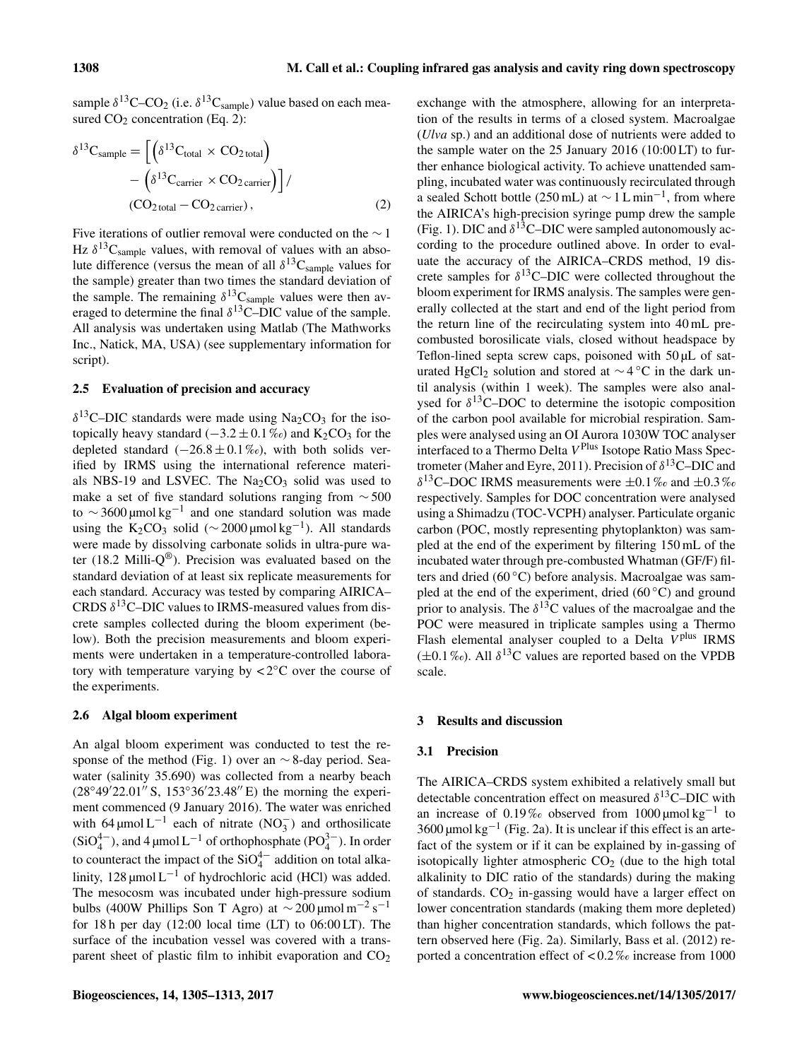sample $\delta^{13}C$–$CO_2$ (i.e. $\delta^{13}C_{sample}$) value based on each measured $CO_2$ concentration (Eq. 2):

$$\delta^{13}C_{sample} = \left[\left(\delta^{13}C_{total} \times CO_{2\,total}\right) - \left(\delta^{13}C_{carrier} \times CO_{2\,carrier}\right)\right] / \left(CO_{2\,total} - CO_{2\,carrier}\right), \quad (2)$$

Five iterations of outlier removal were conducted on the ∼ 1 Hz $\delta^{13}C_{sample}$ values, with removal of values with an absolute difference (versus the mean of all $\delta^{13}C_{sample}$ values for the sample) greater than two times the standard deviation of the sample. The remaining $\delta^{13}C_{sample}$ values were then averaged to determine the final $\delta^{13}C$–DIC value of the sample. All analysis was undertaken using Matlab (The Mathworks Inc., Natick, MA, USA) (see supplementary information for script).

### 2.5 Evaluation of precision and accuracy

$\delta^{13}C$–DIC standards were made using $Na_2CO_3$ for the isotopically heavy standard ($-3.2 \pm 0.1$ ‰) and $K_2CO_3$ for the depleted standard ($-26.8 \pm 0.1$ ‰), with both solids verified by IRMS using the international reference materials NBS-19 and LSVEC. The $Na_2CO_3$ solid was used to make a set of five standard solutions ranging from ∼ 500 to ∼ 3600 µmol kg$^{-1}$ and one standard solution was made using the $K_2CO_3$ solid (∼ 2000 µmol kg$^{-1}$). All standards were made by dissolving carbonate solids in ultra-pure water (18.2 Milli-Q®). Precision was evaluated based on the standard deviation of at least six replicate measurements for each standard. Accuracy was tested by comparing AIRICA–CRDS $\delta^{13}C$–DIC values to IRMS-measured values from discrete samples collected during the bloom experiment (below). Both the precision measurements and bloom experiments were undertaken in a temperature-controlled laboratory with temperature varying by < 2 °C over the course of the experiments.

### 2.6 Algal bloom experiment

An algal bloom experiment was conducted to test the response of the method (Fig. 1) over an ∼ 8-day period. Seawater (salinity 35.690) was collected from a nearby beach (28°49′22.01″ S, 153°36′23.48″ E) the morning the experiment commenced (9 January 2016). The water was enriched with 64 µmol L$^{-1}$ each of nitrate ($NO_3^-$) and orthosilicate ($SiO_4^{4-}$), and 4 µmol L$^{-1}$ of orthophosphate ($PO_4^{3-}$). In order to counteract the impact of the $SiO_4^{4-}$ addition on total alkalinity, 128 µmol L$^{-1}$ of hydrochloric acid (HCl) was added. The mesocosm was incubated under high-pressure sodium bulbs (400W Phillips Son T Agro) at ∼ 200 µmol m$^{-2}$ s$^{-1}$ for 18 h per day (12:00 local time (LT) to 06:00 LT). The surface of the incubation vessel was covered with a transparent sheet of plastic film to inhibit evaporation and $CO_2$ exchange with the atmosphere, allowing for an interpretation of the results in terms of a closed system. Macroalgae (*Ulva* sp.) and an additional dose of nutrients were added to the sample water on the 25 January 2016 (10:00 LT) to further enhance biological activity. To achieve unattended sampling, incubated water was continuously recirculated through a sealed Schott bottle (250 mL) at ∼ 1 L min$^{-1}$, from where the AIRICA's high-precision syringe pump drew the sample (Fig. 1). DIC and $\delta^{13}C$–DIC were sampled autonomously according to the procedure outlined above. In order to evaluate the accuracy of the AIRICA–CRDS method, 19 discrete samples for $\delta^{13}C$–DIC were collected throughout the bloom experiment for IRMS analysis. The samples were generally collected at the start and end of the light period from the return line of the recirculating system into 40 mL precombusted borosilicate vials, closed without headspace by Teflon-lined septa screw caps, poisoned with 50 µL of saturated $HgCl_2$ solution and stored at ∼ 4 °C in the dark until analysis (within 1 week). The samples were also analysed for $\delta^{13}C$–DOC to determine the isotopic composition of the carbon pool available for microbial respiration. Samples were analysed using an OI Aurora 1030W TOC analyser interfaced to a Thermo Delta $V^{Plus}$ Isotope Ratio Mass Spectrometer (Maher and Eyre, 2011). Precision of $\delta^{13}C$–DIC and $\delta^{13}C$–DOC IRMS measurements were ±0.1 ‰ and ±0.3 ‰ respectively. Samples for DOC concentration were analysed using a Shimadzu (TOC-VCPH) analyser. Particulate organic carbon (POC, mostly representing phytoplankton) was sampled at the end of the experiment by filtering 150 mL of the incubated water through pre-combusted Whatman (GF/F) filters and dried (60 °C) before analysis. Macroalgae was sampled at the end of the experiment, dried (60 °C) and ground prior to analysis. The $\delta^{13}C$ values of the macroalgae and the POC were measured in triplicate samples using a Thermo Flash elemental analyser coupled to a Delta $V^{plus}$ IRMS (±0.1 ‰). All $\delta^{13}C$ values are reported based on the VPDB scale.

## 3 Results and discussion

### 3.1 Precision

The AIRICA–CRDS system exhibited a relatively small but detectable concentration effect on measured $\delta^{13}C$–DIC with an increase of 0.19 ‰ observed from 1000 µmol kg$^{-1}$ to 3600 µmol kg$^{-1}$ (Fig. 2a). It is unclear if this effect is an artefact of the system or if it can be explained by in-gassing of isotopically lighter atmospheric $CO_2$ (due to the high total alkalinity to DIC ratio of the standards) during the making of standards. $CO_2$ in-gassing would have a larger effect on lower concentration standards (making them more depleted) than higher concentration standards, which follows the pattern observed here (Fig. 2a). Similarly, Bass et al. (2012) reported a concentration effect of < 0.2 ‰ increase from 1000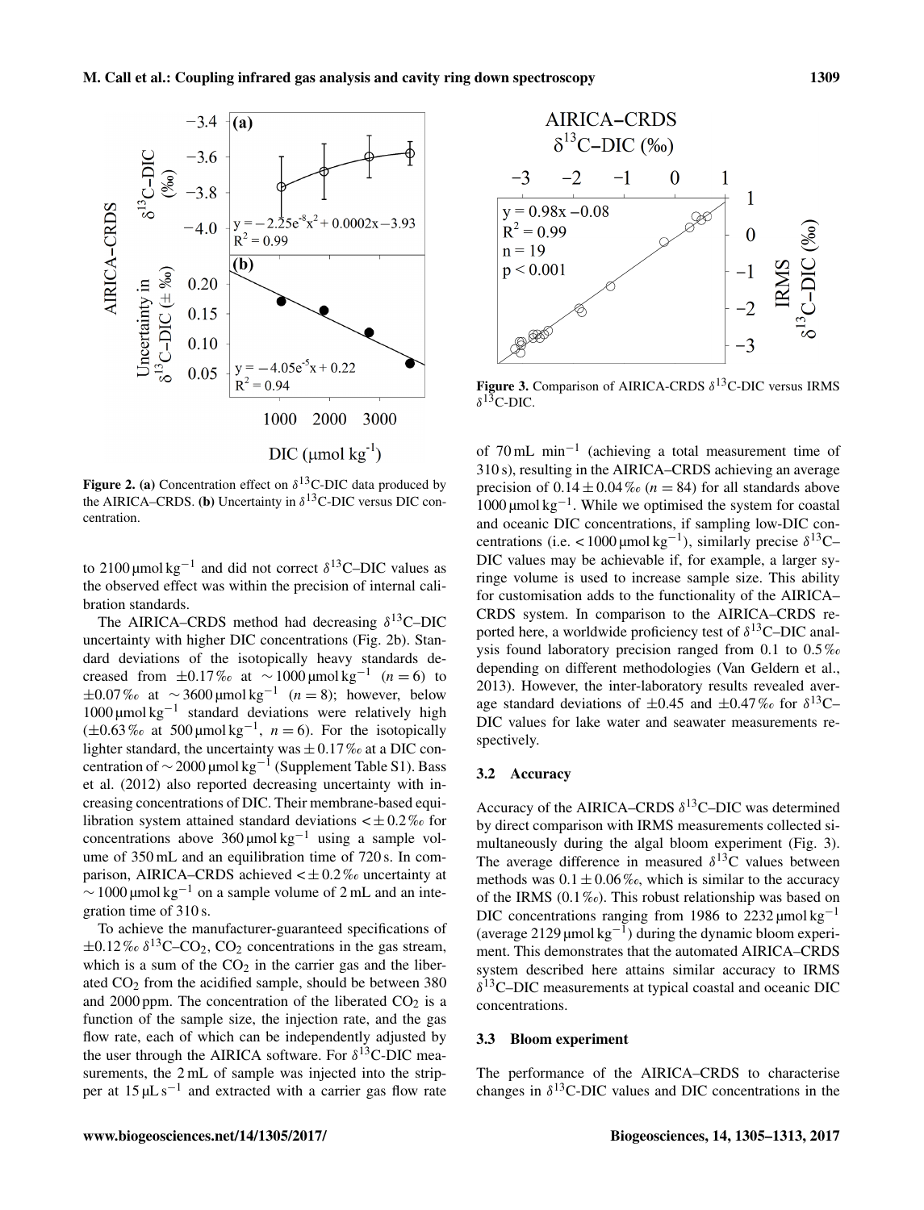**Figure 2. (a)** Concentration effect on $\delta^{13}$C-DIC data produced by the AIRICA–CRDS. **(b)** Uncertainty in $\delta^{13}$C-DIC versus DIC concentration.

to 2100 $\mu$mol kg$^{-1}$ and did not correct $\delta^{13}$C–DIC values as the observed effect was within the precision of internal calibration standards.

The AIRICA–CRDS method had decreasing $\delta^{13}$C–DIC uncertainty with higher DIC concentrations (Fig. 2b). Standard deviations of the isotopically heavy standards decreased from $\pm 0.17$ ‰ at $\sim 1000$ $\mu$mol kg$^{-1}$ ($n = 6$) to $\pm 0.07$ ‰ at $\sim 3600$ $\mu$mol kg$^{-1}$ ($n = 8$); however, below 1000 $\mu$mol kg$^{-1}$ standard deviations were relatively high ($\pm 0.63$ ‰ at 500 $\mu$mol kg$^{-1}$, $n = 6$). For the isotopically lighter standard, the uncertainty was $\pm 0.17$ ‰ at a DIC concentration of $\sim 2000$ $\mu$mol kg$^{-1}$ (Supplement Table S1). Bass et al. (2012) also reported decreasing uncertainty with increasing concentrations of DIC. Their membrane-based equilibration system attained standard deviations $< \pm 0.2$ ‰ for concentrations above 360 $\mu$mol kg$^{-1}$ using a sample volume of 350 mL and an equilibration time of 720 s. In comparison, AIRICA–CRDS achieved $< \pm 0.2$ ‰ uncertainty at $\sim 1000$ $\mu$mol kg$^{-1}$ on a sample volume of 2 mL and an integration time of 310 s.

To achieve the manufacturer-guaranteed specifications of $\pm 0.12$ ‰ $\delta^{13}$C–$CO_2$, $CO_2$ concentrations in the gas stream, which is a sum of the $CO_2$ in the carrier gas and the liberated $CO_2$ from the acidified sample, should be between 380 and 2000 ppm. The concentration of the liberated $CO_2$ is a function of the sample size, the injection rate, and the gas flow rate, each of which can be independently adjusted by the user through the AIRICA software. For $\delta^{13}$C-DIC measurements, the 2 mL of sample was injected into the stripper at 15 $\mu$L s$^{-1}$ and extracted with a carrier gas flow rate of 70 mL min$^{-1}$ (achieving a total measurement time of 310 s), resulting in the AIRICA–CRDS achieving an average precision of $0.14 \pm 0.04$ ‰ ($n = 84$) for all standards above 1000 $\mu$mol kg$^{-1}$. While we optimised the system for coastal and oceanic DIC concentrations, if sampling low-DIC concentrations (i.e. $<1000$ $\mu$mol kg$^{-1}$), similarly precise $\delta^{13}$C–DIC values may be achievable if, for example, a larger syringe volume is used to increase sample size. This ability for customisation adds to the functionality of the AIRICA–CRDS system. In comparison to the AIRICA–CRDS reported here, a worldwide proficiency test of $\delta^{13}$C–DIC analysis found laboratory precision ranged from 0.1 to 0.5 ‰ depending on different methodologies (Van Geldern et al., 2013). However, the inter-laboratory results revealed average standard deviations of $\pm 0.45$ and $\pm 0.47$ ‰ for $\delta^{13}$C–DIC values for lake water and seawater measurements respectively.

**Figure 3.** Comparison of AIRICA-CRDS $\delta^{13}$C-DIC versus IRMS $\delta^{13}$C-DIC.

### 3.2 Accuracy

Accuracy of the AIRICA–CRDS $\delta^{13}$C–DIC was determined by direct comparison with IRMS measurements collected simultaneously during the algal bloom experiment (Fig. 3). The average difference in measured $\delta^{13}$C values between methods was $0.1 \pm 0.06$ ‰, which is similar to the accuracy of the IRMS (0.1 ‰). This robust relationship was based on DIC concentrations ranging from 1986 to 2232 $\mu$mol kg$^{-1}$ (average 2129 $\mu$mol kg$^{-1}$) during the dynamic bloom experiment. This demonstrates that the automated AIRICA–CRDS system described here attains similar accuracy to IRMS $\delta^{13}$C–DIC measurements at typical coastal and oceanic DIC concentrations.

### 3.3 Bloom experiment

The performance of the AIRICA–CRDS to characterise changes in $\delta^{13}$C-DIC values and DIC concentrations in the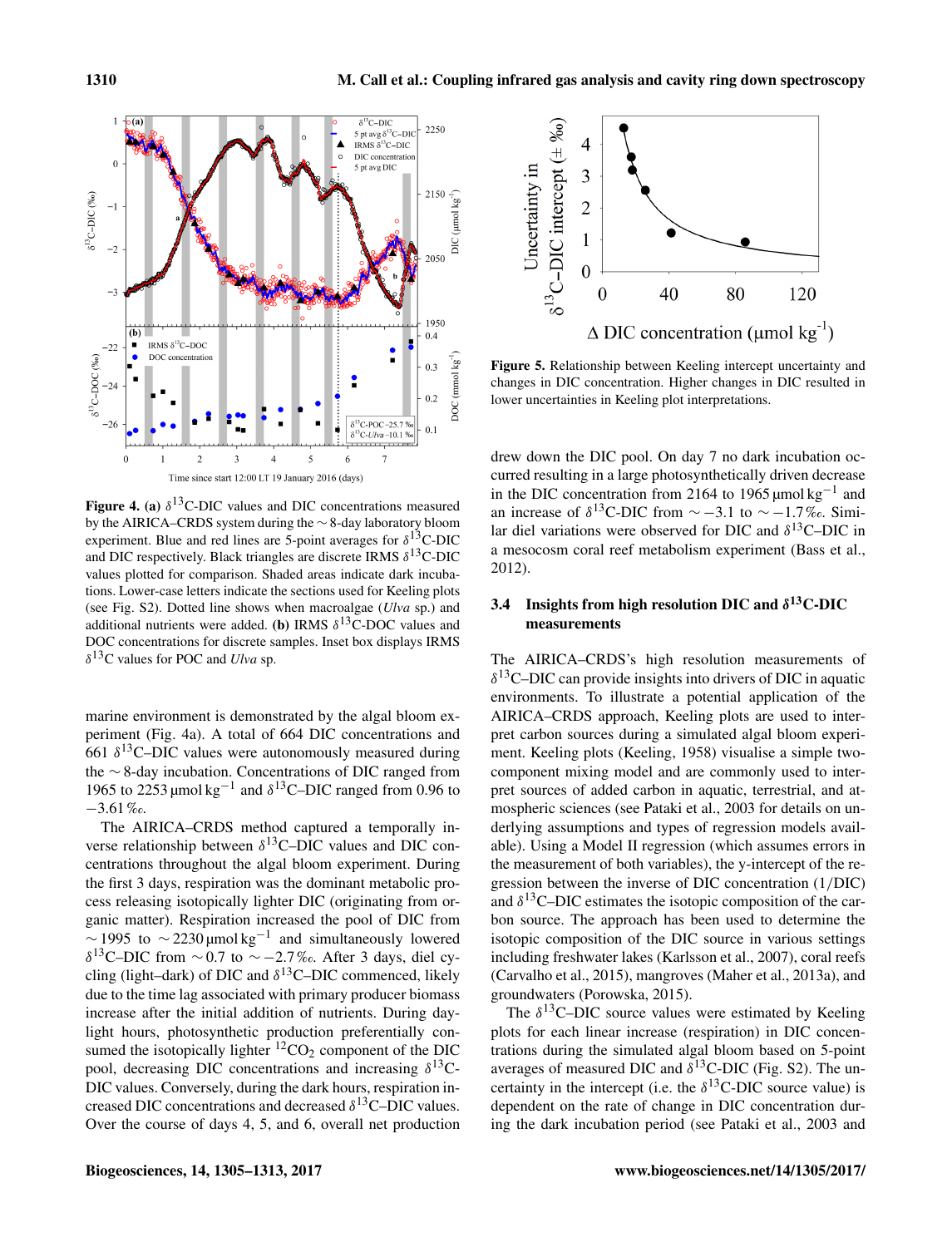**Figure 4. (a)** $\delta^{13}$C-DIC values and DIC concentrations measured by the AIRICA–CRDS system during the $\sim$ 8-day laboratory bloom experiment. Blue and red lines are 5-point averages for $\delta^{13}$C-DIC and DIC respectively. Black triangles are discrete IRMS $\delta^{13}$C-DIC values plotted for comparison. Shaded areas indicate dark incubations. Lower-case letters indicate the sections used for Keeling plots (see Fig. S2). Dotted line shows when macroalgae (*Ulva* sp.) and additional nutrients were added. **(b)** IRMS $\delta^{13}$C-DOC values and DOC concentrations for discrete samples. Inset box displays IRMS $\delta^{13}$C values for POC and *Ulva* sp.

marine environment is demonstrated by the algal bloom experiment (Fig. 4a). A total of 664 DIC concentrations and 661 $\delta^{13}$C–DIC values were autonomously measured during the $\sim$ 8-day incubation. Concentrations of DIC ranged from 1965 to 2253 $\mu$mol kg$^{-1}$ and $\delta^{13}$C–DIC ranged from 0.96 to $-3.61$ ‰.

The AIRICA–CRDS method captured a temporally inverse relationship between $\delta^{13}$C–DIC values and DIC concentrations throughout the algal bloom experiment. During the first 3 days, respiration was the dominant metabolic process releasing isotopically lighter DIC (originating from organic matter). Respiration increased the pool of DIC from $\sim$ 1995 to $\sim$ 2230 $\mu$mol kg$^{-1}$ and simultaneously lowered $\delta^{13}$C–DIC from $\sim$ 0.7 to $\sim -2.7$ ‰. After 3 days, diel cycling (light–dark) of DIC and $\delta^{13}$C–DIC commenced, likely due to the time lag associated with primary producer biomass increase after the initial addition of nutrients. During daylight hours, photosynthetic production preferentially consumed the isotopically lighter $^{12}CO_2$ component of the DIC pool, decreasing DIC concentrations and increasing $\delta^{13}$C-DIC values. Conversely, during the dark hours, respiration increased DIC concentrations and decreased $\delta^{13}$C–DIC values. Over the course of days 4, 5, and 6, overall net production drew down the DIC pool. On day 7 no dark incubation occurred resulting in a large photosynthetically driven decrease in the DIC concentration from 2164 to 1965 $\mu$mol kg$^{-1}$ and an increase of $\delta^{13}$C-DIC from $\sim -3.1$ to $\sim -1.7$ ‰. Similar diel variations were observed for DIC and $\delta^{13}$C–DIC in a mesocosm coral reef metabolism experiment (Bass et al., 2012).

**Figure 5.** Relationship between Keeling intercept uncertainty and changes in DIC concentration. Higher changes in DIC resulted in lower uncertainties in Keeling plot interpretations.

### 3.4 Insights from high resolution DIC and $\delta^{13}$C-DIC measurements

The AIRICA–CRDS's high resolution measurements of $\delta^{13}$C–DIC can provide insights into drivers of DIC in aquatic environments. To illustrate a potential application of the AIRICA–CRDS approach, Keeling plots are used to interpret carbon sources during a simulated algal bloom experiment. Keeling plots (Keeling, 1958) visualise a simple two-component mixing model and are commonly used to interpret sources of added carbon in aquatic, terrestrial, and atmospheric sciences (see Pataki et al., 2003 for details on underlying assumptions and types of regression models available). Using a Model II regression (which assumes errors in the measurement of both variables), the y-intercept of the regression between the inverse of DIC concentration (1/DIC) and $\delta^{13}$C–DIC estimates the isotopic composition of the carbon source. The approach has been used to determine the isotopic composition of the DIC source in various settings including freshwater lakes (Karlsson et al., 2007), coral reefs (Carvalho et al., 2015), mangroves (Maher et al., 2013a), and groundwaters (Porowska, 2015).

The $\delta^{13}$C–DIC source values were estimated by Keeling plots for each linear increase (respiration) in DIC concentrations during the simulated algal bloom based on 5-point averages of measured DIC and $\delta^{13}$C-DIC (Fig. S2). The uncertainty in the intercept (i.e. the $\delta^{13}$C-DIC source value) is dependent on the rate of change in DIC concentration during the dark incubation period (see Pataki et al., 2003 and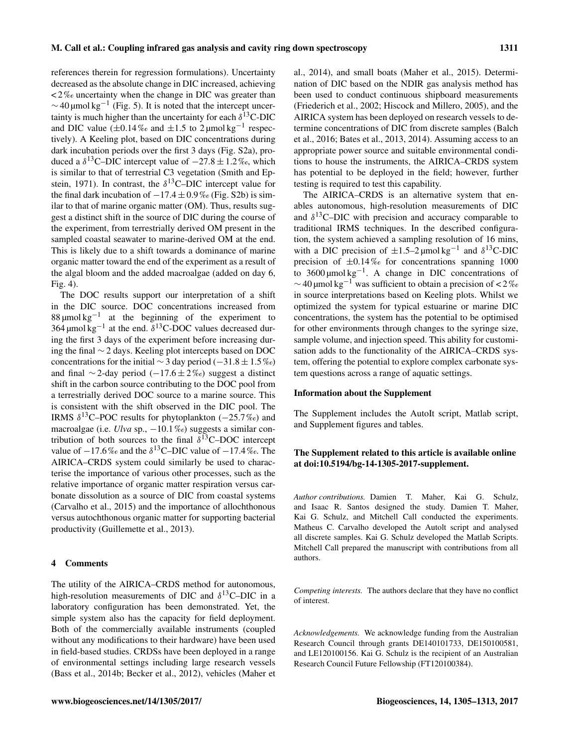references therein for regression formulations). Uncertainty decreased as the absolute change in DIC increased, achieving < 2 ‰ uncertainty when the change in DIC was greater than $\sim 40\,\mu\text{mol kg}^{-1}$ (Fig. 5). It is noted that the intercept uncertainty is much higher than the uncertainty for each $\delta^{13}$C-DIC and DIC value (±0.14 ‰ and ±1.5 to $2\,\mu\text{mol kg}^{-1}$ respectively). A Keeling plot, based on DIC concentrations during dark incubation periods over the first 3 days (Fig. S2a), produced a $\delta^{13}$C–DIC intercept value of −27.8 ± 1.2 ‰, which is similar to that of terrestrial C3 vegetation (Smith and Epstein, 1971). In contrast, the $\delta^{13}$C–DIC intercept value for the final dark incubation of −17.4 ± 0.9 ‰ (Fig. S2b) is similar to that of marine organic matter (OM). Thus, results suggest a distinct shift in the source of DIC during the course of the experiment, from terrestrially derived OM present in the sampled coastal seawater to marine-derived OM at the end. This is likely due to a shift towards a dominance of marine organic matter toward the end of the experiment as a result of the algal bloom and the added macroalgae (added on day 6, Fig. 4).

The DOC results support our interpretation of a shift in the DIC source. DOC concentrations increased from $88\,\mu\text{mol kg}^{-1}$ at the beginning of the experiment to $364\,\mu\text{mol kg}^{-1}$ at the end. $\delta^{13}$C-DOC values decreased during the first 3 days of the experiment before increasing during the final ∼ 2 days. Keeling plot intercepts based on DOC concentrations for the initial ∼ 3 day period (−31.8 ± 1.5 ‰) and final ∼ 2-day period (−17.6 ± 2 ‰) suggest a distinct shift in the carbon source contributing to the DOC pool from a terrestrially derived DOC source to a marine source. This is consistent with the shift observed in the DIC pool. The IRMS $\delta^{13}$C–POC results for phytoplankton (−25.7 ‰) and macroalgae (i.e. *Ulva* sp., −10.1 ‰) suggests a similar contribution of both sources to the final $\delta^{13}$C–DOC intercept value of −17.6 ‰ and the $\delta^{13}$C–DIC value of −17.4 ‰. The AIRICA–CRDS system could similarly be used to characterise the importance of various other processes, such as the relative importance of organic matter respiration versus carbonate dissolution as a source of DIC from coastal systems (Carvalho et al., 2015) and the importance of allochthonous versus autochthonous organic matter for supporting bacterial productivity (Guillemette et al., 2013).

## 4 Comments

The utility of the AIRICA–CRDS method for autonomous, high-resolution measurements of DIC and $\delta^{13}$C–DIC in a laboratory configuration has been demonstrated. Yet, the simple system also has the capacity for field deployment. Both of the commercially available instruments (coupled without any modifications to their hardware) have been used in field-based studies. CRDSs have been deployed in a range of environmental settings including large research vessels (Bass et al., 2014b; Becker et al., 2012), vehicles (Maher et al., 2014), and small boats (Maher et al., 2015). Determination of DIC based on the NDIR gas analysis method has been used to conduct continuous shipboard measurements (Friederich et al., 2002; Hiscock and Millero, 2005), and the AIRICA system has been deployed on research vessels to determine concentrations of DIC from discrete samples (Balch et al., 2016; Bates et al., 2013, 2014). Assuming access to an appropriate power source and suitable environmental conditions to house the instruments, the AIRICA–CRDS system has potential to be deployed in the field; however, further testing is required to test this capability.

The AIRICA–CRDS is an alternative system that enables autonomous, high-resolution measurements of DIC and $\delta^{13}$C–DIC with precision and accuracy comparable to traditional IRMS techniques. In the described configuration, the system achieved a sampling resolution of 16 mins, with a DIC precision of $\pm 1.5$–$2\,\mu\text{mol kg}^{-1}$ and $\delta^{13}$C-DIC precision of ±0.14 ‰ for concentrations spanning 1000 to $3600\,\mu\text{mol kg}^{-1}$. A change in DIC concentrations of $\sim 40\,\mu\text{mol kg}^{-1}$ was sufficient to obtain a precision of < 2 ‰ in source interpretations based on Keeling plots. Whilst we optimized the system for typical estuarine or marine DIC concentrations, the system has the potential to be optimised for other environments through changes to the syringe size, sample volume, and injection speed. This ability for customisation adds to the functionality of the AIRICA–CRDS system, offering the potential to explore complex carbonate system questions across a range of aquatic settings.

**Information about the Supplement**

The Supplement includes the AutoIt script, Matlab script, and Supplement figures and tables.

**The Supplement related to this article is available online at doi:10.5194/bg-14-1305-2017-supplement.**

*Author contributions.* Damien T. Maher, Kai G. Schulz, and Isaac R. Santos designed the study. Damien T. Maher, Kai G. Schulz, and Mitchell Call conducted the experiments. Matheus C. Carvalho developed the AutoIt script and analysed all discrete samples. Kai G. Schulz developed the Matlab Scripts. Mitchell Call prepared the manuscript with contributions from all authors.

*Competing interests.* The authors declare that they have no conflict of interest.

*Acknowledgements.* We acknowledge funding from the Australian Research Council through grants DE140101733, DE150100581, and LE120100156. Kai G. Schulz is the recipient of an Australian Research Council Future Fellowship (FT120100384).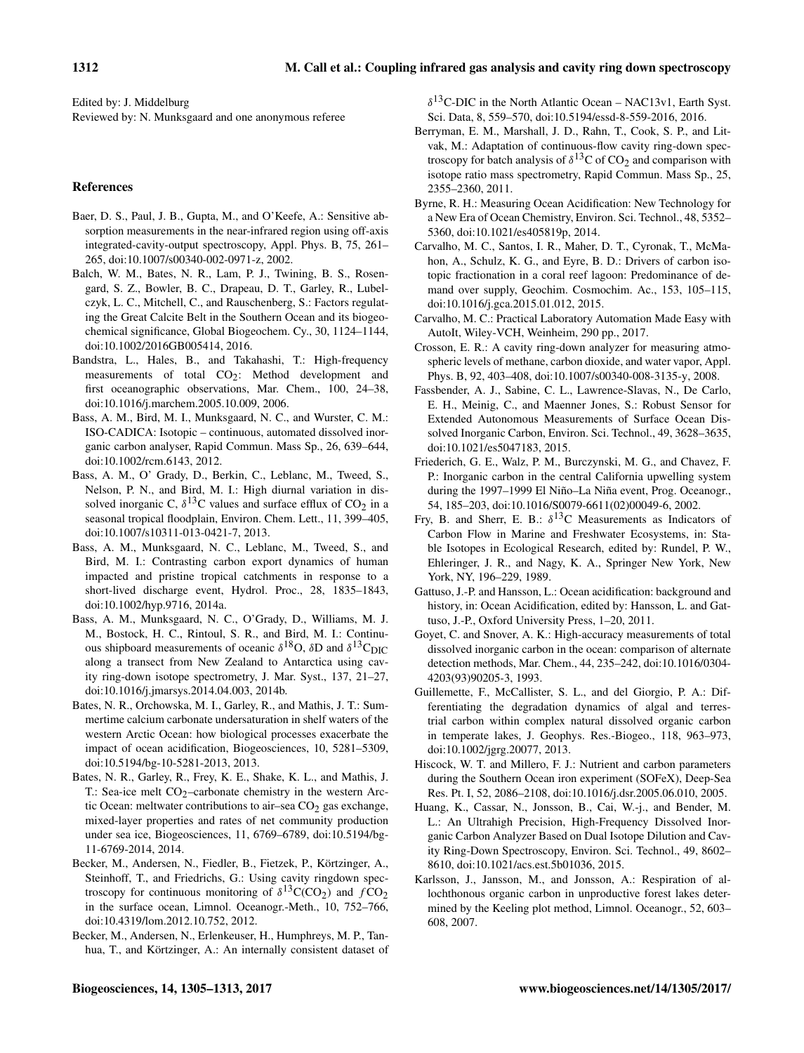Edited by: J. Middelburg
Reviewed by: N. Munksgaard and one anonymous referee

## References

Baer, D. S., Paul, J. B., Gupta, M., and O'Keefe, A.: Sensitive absorption measurements in the near-infrared region using off-axis integrated-cavity-output spectroscopy, Appl. Phys. B, 75, 261–265, doi:10.1007/s00340-002-0971-z, 2002.

Balch, W. M., Bates, N. R., Lam, P. J., Twining, B. S., Rosengard, S. Z., Bowler, B. C., Drapeau, D. T., Garley, R., Lubelczyk, L. C., Mitchell, C., and Rauschenberg, S.: Factors regulating the Great Calcite Belt in the Southern Ocean and its biogeochemical significance, Global Biogeochem. Cy., 30, 1124–1144, doi:10.1002/2016GB005414, 2016.

Bandstra, L., Hales, B., and Takahashi, T.: High-frequency measurements of total $CO_2$: Method development and first oceanographic observations, Mar. Chem., 100, 24–38, doi:10.1016/j.marchem.2005.10.009, 2006.

Bass, A. M., Bird, M. I., Munksgaard, N. C., and Wurster, C. M.: ISO-CADICA: Isotopic – continuous, automated dissolved inorganic carbon analyser, Rapid Commun. Mass Sp., 26, 639–644, doi:10.1002/rcm.6143, 2012.

Bass, A. M., O' Grady, D., Berkin, C., Leblanc, M., Tweed, S., Nelson, P. N., and Bird, M. I.: High diurnal variation in dissolved inorganic C, $\delta^{13}$C values and surface efflux of $CO_2$ in a seasonal tropical floodplain, Environ. Chem. Lett., 11, 399–405, doi:10.1007/s10311-013-0421-7, 2013.

Bass, A. M., Munksgaard, N. C., Leblanc, M., Tweed, S., and Bird, M. I.: Contrasting carbon export dynamics of human impacted and pristine tropical catchments in response to a short-lived discharge event, Hydrol. Proc., 28, 1835–1843, doi:10.1002/hyp.9716, 2014a.

Bass, A. M., Munksgaard, N. C., O'Grady, D., Williams, M. J. M., Bostock, H. C., Rintoul, S. R., and Bird, M. I.: Continuous shipboard measurements of oceanic $\delta^{18}$O, $\delta$D and $\delta^{13}C_{DIC}$ along a transect from New Zealand to Antarctica using cavity ring-down isotope spectrometry, J. Mar. Syst., 137, 21–27, doi:10.1016/j.jmarsys.2014.04.003, 2014b.

Bates, N. R., Orchowska, M. I., Garley, R., and Mathis, J. T.: Summertime calcium carbonate undersaturation in shelf waters of the western Arctic Ocean: how biological processes exacerbate the impact of ocean acidification, Biogeosciences, 10, 5281–5309, doi:10.5194/bg-10-5281-2013, 2013.

Bates, N. R., Garley, R., Frey, K. E., Shake, K. L., and Mathis, J. T.: Sea-ice melt $CO_2$–carbonate chemistry in the western Arctic Ocean: meltwater contributions to air–sea $CO_2$ gas exchange, mixed-layer properties and rates of net community production under sea ice, Biogeosciences, 11, 6769–6789, doi:10.5194/bg-11-6769-2014, 2014.

Becker, M., Andersen, N., Fiedler, B., Fietzek, P., Körtzinger, A., Steinhoff, T., and Friedrichs, G.: Using cavity ringdown spectroscopy for continuous monitoring of $\delta^{13}C(CO_2)$ and $fCO_2$ in the surface ocean, Limnol. Oceanogr.-Meth., 10, 752–766, doi:10.4319/lom.2012.10.752, 2012.

Becker, M., Andersen, N., Erlenkeuser, H., Humphreys, M. P., Tanhua, T., and Körtzinger, A.: An internally consistent dataset of $\delta^{13}$C-DIC in the North Atlantic Ocean – NAC13v1, Earth Syst. Sci. Data, 8, 559–570, doi:10.5194/essd-8-559-2016, 2016.

Berryman, E. M., Marshall, J. D., Rahn, T., Cook, S. P., and Litvak, M.: Adaptation of continuous-flow cavity ring-down spectroscopy for batch analysis of $\delta^{13}$C of $CO_2$ and comparison with isotope ratio mass spectrometry, Rapid Commun. Mass Sp., 25, 2355–2360, 2011.

Byrne, R. H.: Measuring Ocean Acidification: New Technology for a New Era of Ocean Chemistry, Environ. Sci. Technol., 48, 5352–5360, doi:10.1021/es405819p, 2014.

Carvalho, M. C., Santos, I. R., Maher, D. T., Cyronak, T., McMahon, A., Schulz, K. G., and Eyre, B. D.: Drivers of carbon isotopic fractionation in a coral reef lagoon: Predominance of demand over supply, Geochim. Cosmochim. Ac., 153, 105–115, doi:10.1016/j.gca.2015.01.012, 2015.

Carvalho, M. C.: Practical Laboratory Automation Made Easy with AutoIt, Wiley-VCH, Weinheim, 290 pp., 2017.

Crosson, E. R.: A cavity ring-down analyzer for measuring atmospheric levels of methane, carbon dioxide, and water vapor, Appl. Phys. B, 92, 403–408, doi:10.1007/s00340-008-3135-y, 2008.

Fassbender, A. J., Sabine, C. L., Lawrence-Slavas, N., De Carlo, E. H., Meinig, C., and Maenner Jones, S.: Robust Sensor for Extended Autonomous Measurements of Surface Ocean Dissolved Inorganic Carbon, Environ. Sci. Technol., 49, 3628–3635, doi:10.1021/es5047183, 2015.

Friederich, G. E., Walz, P. M., Burczynski, M. G., and Chavez, F. P.: Inorganic carbon in the central California upwelling system during the 1997–1999 El Niño–La Niña event, Prog. Oceanogr., 54, 185–203, doi:10.1016/S0079-6611(02)00049-6, 2002.

Fry, B. and Sherr, E. B.: $\delta^{13}$C Measurements as Indicators of Carbon Flow in Marine and Freshwater Ecosystems, in: Stable Isotopes in Ecological Research, edited by: Rundel, P. W., Ehleringer, J. R., and Nagy, K. A., Springer New York, New York, NY, 196–229, 1989.

Gattuso, J.-P. and Hansson, L.: Ocean acidification: background and history, in: Ocean Acidification, edited by: Hansson, L. and Gattuso, J.-P., Oxford University Press, 1–20, 2011.

Goyet, C. and Snover, A. K.: High-accuracy measurements of total dissolved inorganic carbon in the ocean: comparison of alternate detection methods, Mar. Chem., 44, 235–242, doi:10.1016/0304-4203(93)90205-3, 1993.

Guillemette, F., McCallister, S. L., and del Giorgio, P. A.: Differentiating the degradation dynamics of algal and terrestrial carbon within complex natural dissolved organic carbon in temperate lakes, J. Geophys. Res.-Biogeo., 118, 963–973, doi:10.1002/jgrg.20077, 2013.

Hiscock, W. T. and Millero, F. J.: Nutrient and carbon parameters during the Southern Ocean iron experiment (SOFeX), Deep-Sea Res. Pt. I, 52, 2086–2108, doi:10.1016/j.dsr.2005.06.010, 2005.

Huang, K., Cassar, N., Jonsson, B., Cai, W.-j., and Bender, M. L.: An Ultrahigh Precision, High-Frequency Dissolved Inorganic Carbon Analyzer Based on Dual Isotope Dilution and Cavity Ring-Down Spectroscopy, Environ. Sci. Technol., 49, 8602–8610, doi:10.1021/acs.est.5b01036, 2015.

Karlsson, J., Jansson, M., and Jonsson, A.: Respiration of allochthonous organic carbon in unproductive forest lakes determined by the Keeling plot method, Limnol. Oceanogr., 52, 603–608, 2007.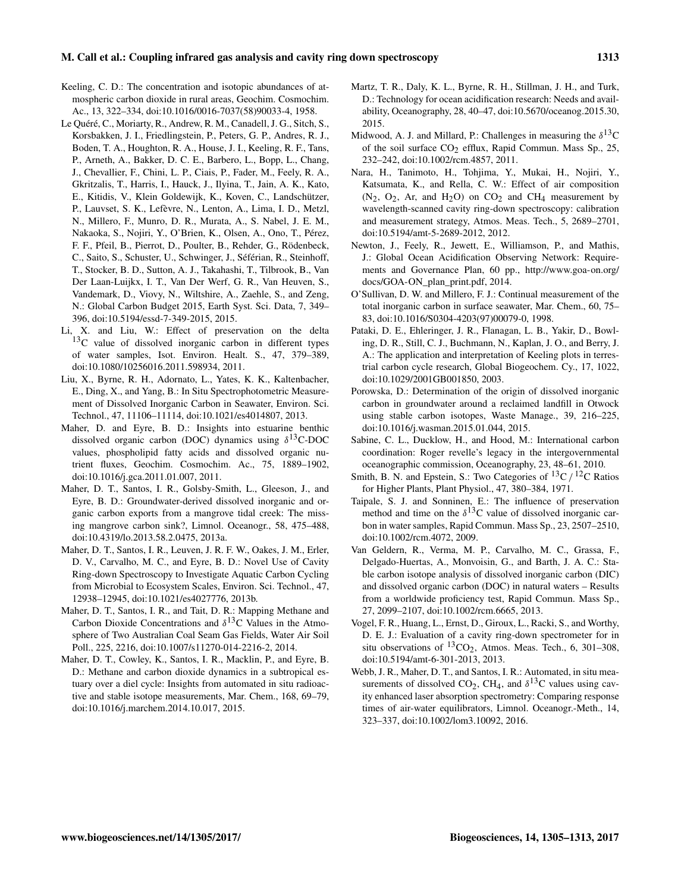Keeling, C. D.: The concentration and isotopic abundances of atmospheric carbon dioxide in rural areas, Geochim. Cosmochim. Ac., 13, 322–334, doi:10.1016/0016-7037(58)90033-4, 1958.

Le Quéré, C., Moriarty, R., Andrew, R. M., Canadell, J. G., Sitch, S., Korsbakken, J. I., Friedlingstein, P., Peters, G. P., Andres, R. J., Boden, T. A., Houghton, R. A., House, J. I., Keeling, R. F., Tans, P., Arneth, A., Bakker, D. C. E., Barbero, L., Bopp, L., Chang, J., Chevallier, F., Chini, L. P., Ciais, P., Fader, M., Feely, R. A., Gkritzalis, T., Harris, I., Hauck, J., Ilyina, T., Jain, A. K., Kato, E., Kitidis, V., Klein Goldewijk, K., Koven, C., Landschützer, P., Lauvset, S. K., Lefèvre, N., Lenton, A., Lima, I. D., Metzl, N., Millero, F., Munro, D. R., Murata, A., S. Nabel, J. E. M., Nakaoka, S., Nojiri, Y., O'Brien, K., Olsen, A., Ono, T., Pérez, F. F., Pfeil, B., Pierrot, D., Poulter, B., Rehder, G., Rödenbeck, C., Saito, S., Schuster, U., Schwinger, J., Séférian, R., Steinhoff, T., Stocker, B. D., Sutton, A. J., Takahashi, T., Tilbrook, B., Van Der Laan-Luijkx, I. T., Van Der Werf, G. R., Van Heuven, S., Vandemark, D., Viovy, N., Wiltshire, A., Zaehle, S., and Zeng, N.: Global Carbon Budget 2015, Earth Syst. Sci. Data, 7, 349–396, doi:10.5194/essd-7-349-2015, 2015.

Li, X. and Liu, W.: Effect of preservation on the delta $^{13}$C value of dissolved inorganic carbon in different types of water samples, Isot. Environ. Healt. S., 47, 379–389, doi:10.1080/10256016.2011.598934, 2011.

Liu, X., Byrne, R. H., Adornato, L., Yates, K. K., Kaltenbacher, E., Ding, X., and Yang, B.: In Situ Spectrophotometric Measurement of Dissolved Inorganic Carbon in Seawater, Environ. Sci. Technol., 47, 11106–11114, doi:10.1021/es4014807, 2013.

Maher, D. and Eyre, B. D.: Insights into estuarine benthic dissolved organic carbon (DOC) dynamics using $\delta^{13}$C-DOC values, phospholipid fatty acids and dissolved organic nutrient fluxes, Geochim. Cosmochim. Ac., 75, 1889–1902, doi:10.1016/j.gca.2011.01.007, 2011.

Maher, D. T., Santos, I. R., Golsby-Smith, L., Gleeson, J., and Eyre, B. D.: Groundwater-derived dissolved inorganic and organic carbon exports from a mangrove tidal creek: The missing mangrove carbon sink?, Limnol. Oceanogr., 58, 475–488, doi:10.4319/lo.2013.58.2.0475, 2013a.

Maher, D. T., Santos, I. R., Leuven, J. R. F. W., Oakes, J. M., Erler, D. V., Carvalho, M. C., and Eyre, B. D.: Novel Use of Cavity Ring-down Spectroscopy to Investigate Aquatic Carbon Cycling from Microbial to Ecosystem Scales, Environ. Sci. Technol., 47, 12938–12945, doi:10.1021/es4027776, 2013b.

Maher, D. T., Santos, I. R., and Tait, D. R.: Mapping Methane and Carbon Dioxide Concentrations and $\delta^{13}$C Values in the Atmosphere of Two Australian Coal Seam Gas Fields, Water Air Soil Poll., 225, 2216, doi:10.1007/s11270-014-2216-2, 2014.

Maher, D. T., Cowley, K., Santos, I. R., Macklin, P., and Eyre, B. D.: Methane and carbon dioxide dynamics in a subtropical estuary over a diel cycle: Insights from automated in situ radioactive and stable isotope measurements, Mar. Chem., 168, 69–79, doi:10.1016/j.marchem.2014.10.017, 2015.

Martz, T. R., Daly, K. L., Byrne, R. H., Stillman, J. H., and Turk, D.: Technology for ocean acidification research: Needs and availability, Oceanography, 28, 40–47, doi:10.5670/oceanog.2015.30, 2015.

Midwood, A. J. and Millard, P.: Challenges in measuring the $\delta^{13}$C of the soil surface $CO_2$ efflux, Rapid Commun. Mass Sp., 25, 232–242, doi:10.1002/rcm.4857, 2011.

Nara, H., Tanimoto, H., Tohjima, Y., Mukai, H., Nojiri, Y., Katsumata, K., and Rella, C. W.: Effect of air composition ($N_2$, $O_2$, Ar, and $H_2O$) on $CO_2$ and $CH_4$ measurement by wavelength-scanned cavity ring-down spectroscopy: calibration and measurement strategy, Atmos. Meas. Tech., 5, 2689–2701, doi:10.5194/amt-5-2689-2012, 2012.

Newton, J., Feely, R., Jewett, E., Williamson, P., and Mathis, J.: Global Ocean Acidification Observing Network: Requirements and Governance Plan, 60 pp., http://www.goa-on.org/docs/GOA-ON_plan_print.pdf, 2014.

O'Sullivan, D. W. and Millero, F. J.: Continual measurement of the total inorganic carbon in surface seawater, Mar. Chem., 60, 75–83, doi:10.1016/S0304-4203(97)00079-0, 1998.

Pataki, D. E., Ehleringer, J. R., Flanagan, L. B., Yakir, D., Bowling, D. R., Still, C. J., Buchmann, N., Kaplan, J. O., and Berry, J. A.: The application and interpretation of Keeling plots in terrestrial carbon cycle research, Global Biogeochem. Cy., 17, 1022, doi:10.1029/2001GB001850, 2003.

Porowska, D.: Determination of the origin of dissolved inorganic carbon in groundwater around a reclaimed landfill in Otwock using stable carbon isotopes, Waste Manage., 39, 216–225, doi:10.1016/j.wasman.2015.01.044, 2015.

Sabine, C. L., Ducklow, H., and Hood, M.: International carbon coordination: Roger revelle's legacy in the intergovernmental oceanographic commission, Oceanography, 23, 48–61, 2010.

Smith, B. N. and Epstein, S.: Two Categories of $^{13}$C / $^{12}$C Ratios for Higher Plants, Plant Physiol., 47, 380–384, 1971.

Taipale, S. J. and Sonninen, E.: The influence of preservation method and time on the $\delta^{13}$C value of dissolved inorganic carbon in water samples, Rapid Commun. Mass Sp., 23, 2507–2510, doi:10.1002/rcm.4072, 2009.

Van Geldern, R., Verma, M. P., Carvalho, M. C., Grassa, F., Delgado-Huertas, A., Monvoisin, G., and Barth, J. A. C.: Stable carbon isotope analysis of dissolved inorganic carbon (DIC) and dissolved organic carbon (DOC) in natural waters – Results from a worldwide proficiency test, Rapid Commun. Mass Sp., 27, 2099–2107, doi:10.1002/rcm.6665, 2013.

Vogel, F. R., Huang, L., Ernst, D., Giroux, L., Racki, S., and Worthy, D. E. J.: Evaluation of a cavity ring-down spectrometer for in situ observations of $^{13}CO_2$, Atmos. Meas. Tech., 6, 301–308, doi:10.5194/amt-6-301-2013, 2013.

Webb, J. R., Maher, D. T., and Santos, I. R.: Automated, in situ measurements of dissolved $CO_2$, $CH_4$, and $\delta^{13}$C values using cavity enhanced laser absorption spectrometry: Comparing response times of air-water equilibrators, Limnol. Oceanogr.-Meth., 14, 323–337, doi:10.1002/lom3.10092, 2016.